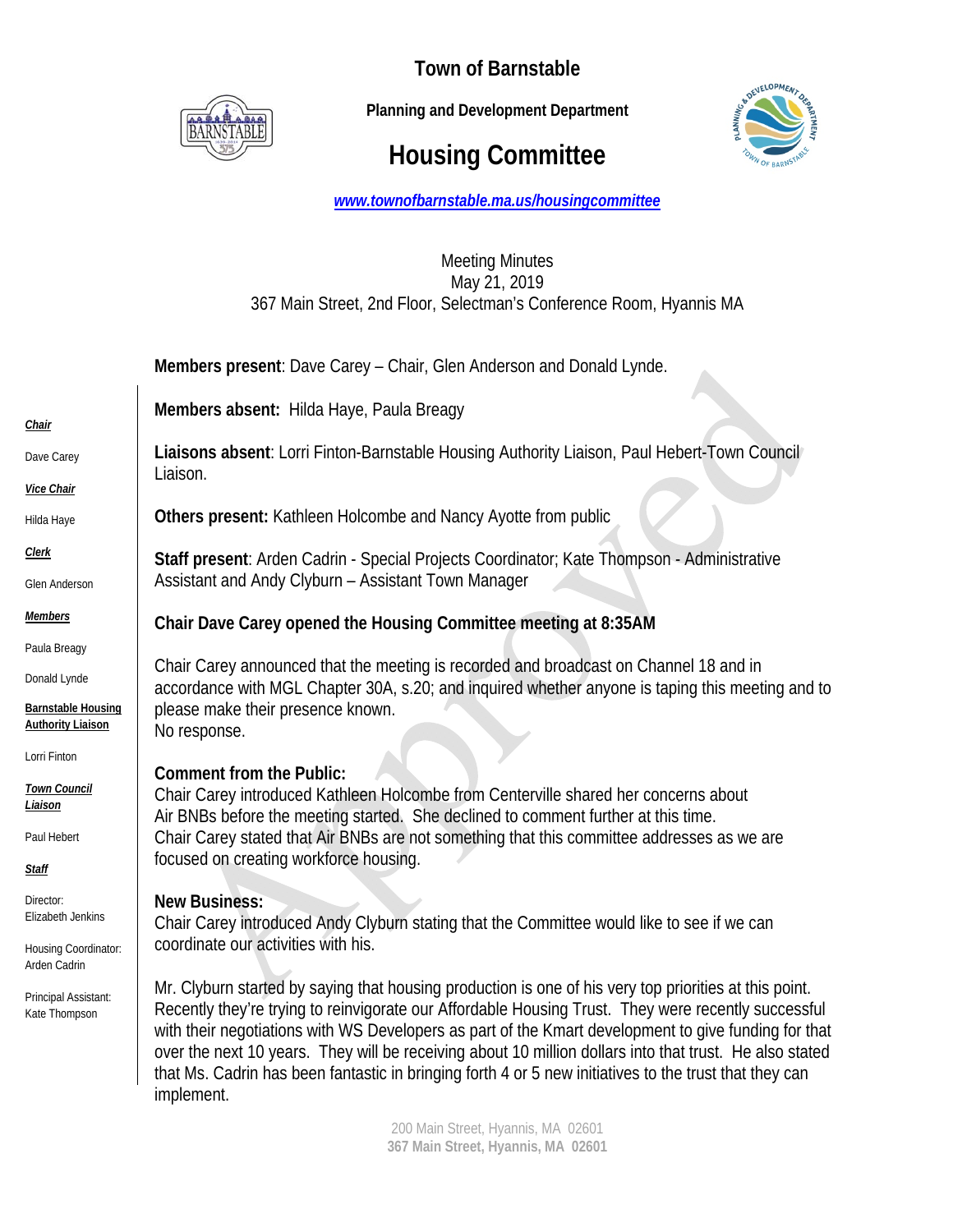# Town of Barnstable

**Planning and Development Department**

## Housing Committee

*www.townofbarnstable.ma.us/housingcommittee*

Meeting Minutes
May 21, 2019
367 Main Street, 2nd Floor, Selectman's Conference Room, Hyannis MA

***Chair***
Dave Carey

***Vice Chair***
Hilda Haye

***Clerk***
Glen Anderson

***Members***
Paula Breagy
Donald Lynde

**Barnstable Housing Authority Liaison**
Lorri Finton

***Town Council Liaison***
Paul Hebert

***Staff***
Director: Elizabeth Jenkins
Housing Coordinator: Arden Cadrin
Principal Assistant: Kate Thompson

**Members present**: Dave Carey – Chair, Glen Anderson and Donald Lynde.

**Members absent:** Hilda Haye, Paula Breagy

**Liaisons absent**: Lorri Finton-Barnstable Housing Authority Liaison, Paul Hebert-Town Council Liaison.

**Others present:** Kathleen Holcombe and Nancy Ayotte from public

**Staff present**: Arden Cadrin - Special Projects Coordinator; Kate Thompson - Administrative Assistant and Andy Clyburn – Assistant Town Manager

**Chair Dave Carey opened the Housing Committee meeting at 8:35AM**

Chair Carey announced that the meeting is recorded and broadcast on Channel 18 and in accordance with MGL Chapter 30A, s.20; and inquired whether anyone is taping this meeting and to please make their presence known.
No response.

**Comment from the Public:**
Chair Carey introduced Kathleen Holcombe from Centerville shared her concerns about Air BNBs before the meeting started. She declined to comment further at this time.
Chair Carey stated that Air BNBs are not something that this committee addresses as we are focused on creating workforce housing.

**New Business:**
Chair Carey introduced Andy Clyburn stating that the Committee would like to see if we can coordinate our activities with his.

Mr. Clyburn started by saying that housing production is one of his very top priorities at this point. Recently they're trying to reinvigorate our Affordable Housing Trust. They were recently successful with their negotiations with WS Developers as part of the Kmart development to give funding for that over the next 10 years. They will be receiving about 10 million dollars into that trust. He also stated that Ms. Cadrin has been fantastic in bringing forth 4 or 5 new initiatives to the trust that they can implement.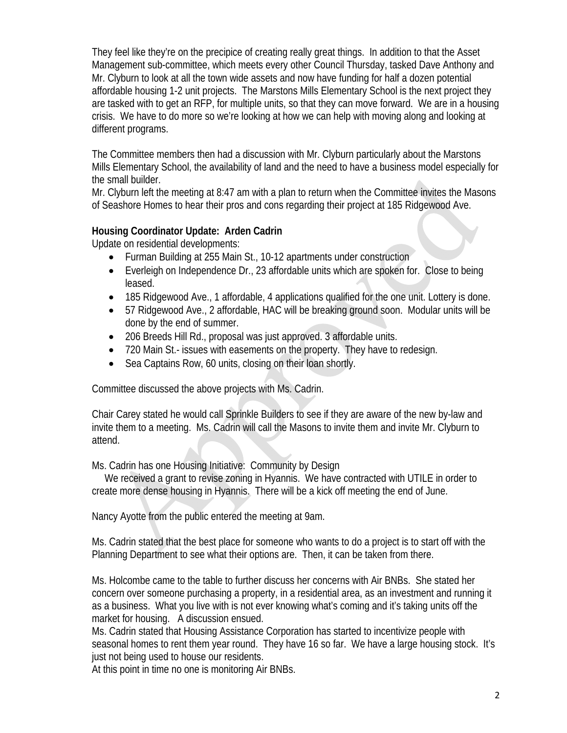They feel like they're on the precipice of creating really great things. In addition to that the Asset Management sub-committee, which meets every other Council Thursday, tasked Dave Anthony and Mr. Clyburn to look at all the town wide assets and now have funding for half a dozen potential affordable housing 1-2 unit projects. The Marstons Mills Elementary School is the next project they are tasked with to get an RFP, for multiple units, so that they can move forward. We are in a housing crisis. We have to do more so we're looking at how we can help with moving along and looking at different programs.

The Committee members then had a discussion with Mr. Clyburn particularly about the Marstons Mills Elementary School, the availability of land and the need to have a business model especially for the small builder.
Mr. Clyburn left the meeting at 8:47 am with a plan to return when the Committee invites the Masons of Seashore Homes to hear their pros and cons regarding their project at 185 Ridgewood Ave.

**Housing Coordinator Update: Arden Cadrin**
Update on residential developments:

- Furman Building at 255 Main St., 10-12 apartments under construction
- Everleigh on Independence Dr., 23 affordable units which are spoken for. Close to being leased.
- 185 Ridgewood Ave., 1 affordable, 4 applications qualified for the one unit. Lottery is done.
- 57 Ridgewood Ave., 2 affordable, HAC will be breaking ground soon. Modular units will be done by the end of summer.
- 206 Breeds Hill Rd., proposal was just approved. 3 affordable units.
- 720 Main St.- issues with easements on the property. They have to redesign.
- Sea Captains Row, 60 units, closing on their loan shortly.

Committee discussed the above projects with Ms. Cadrin.

Chair Carey stated he would call Sprinkle Builders to see if they are aware of the new by-law and invite them to a meeting. Ms. Cadrin will call the Masons to invite them and invite Mr. Clyburn to attend.

Ms. Cadrin has one Housing Initiative: Community by Design
We received a grant to revise zoning in Hyannis. We have contracted with UTILE in order to create more dense housing in Hyannis. There will be a kick off meeting the end of June.

Nancy Ayotte from the public entered the meeting at 9am.

Ms. Cadrin stated that the best place for someone who wants to do a project is to start off with the Planning Department to see what their options are. Then, it can be taken from there.

Ms. Holcombe came to the table to further discuss her concerns with Air BNBs. She stated her concern over someone purchasing a property, in a residential area, as an investment and running it as a business. What you live with is not ever knowing what's coming and it's taking units off the market for housing. A discussion ensued.
Ms. Cadrin stated that Housing Assistance Corporation has started to incentivize people with seasonal homes to rent them year round. They have 16 so far. We have a large housing stock. It's just not being used to house our residents.
At this point in time no one is monitoring Air BNBs.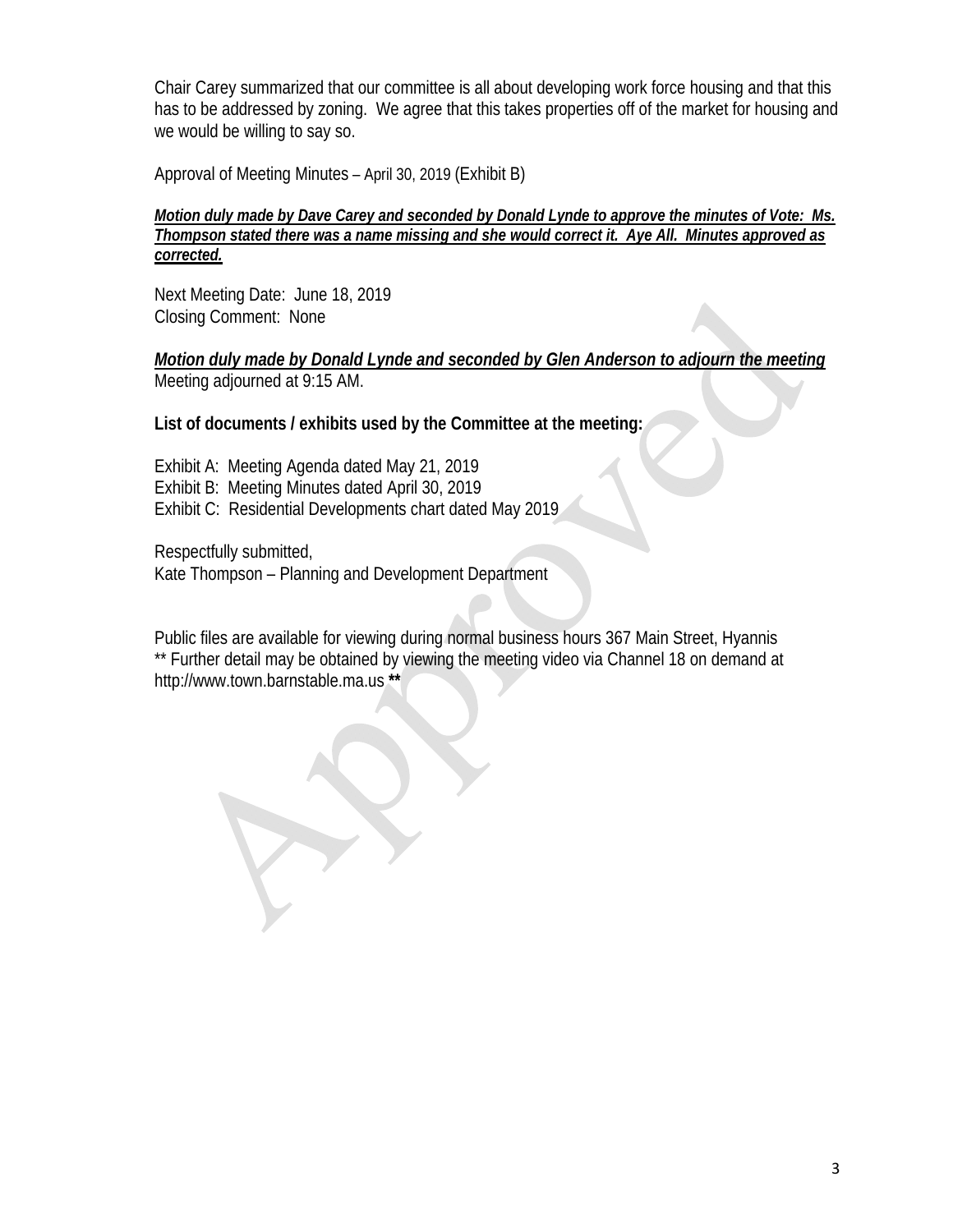Chair Carey summarized that our committee is all about developing work force housing and that this has to be addressed by zoning. We agree that this takes properties off of the market for housing and we would be willing to say so.

Approval of Meeting Minutes – April 30, 2019 (Exhibit B)

***Motion duly made by Dave Carey and seconded by Donald Lynde to approve the minutes of Vote: Ms. Thompson stated there was a name missing and she would correct it. Aye All. Minutes approved as corrected.***

Next Meeting Date: June 18, 2019
Closing Comment: None

***Motion duly made by Donald Lynde and seconded by Glen Anderson to adjourn the meeting***
Meeting adjourned at 9:15 AM.

**List of documents / exhibits used by the Committee at the meeting:**

Exhibit A: Meeting Agenda dated May 21, 2019
Exhibit B: Meeting Minutes dated April 30, 2019
Exhibit C: Residential Developments chart dated May 2019

Respectfully submitted,
Kate Thompson – Planning and Development Department

Public files are available for viewing during normal business hours 367 Main Street, Hyannis
** Further detail may be obtained by viewing the meeting video via Channel 18 on demand at http://www.town.barnstable.ma.us **